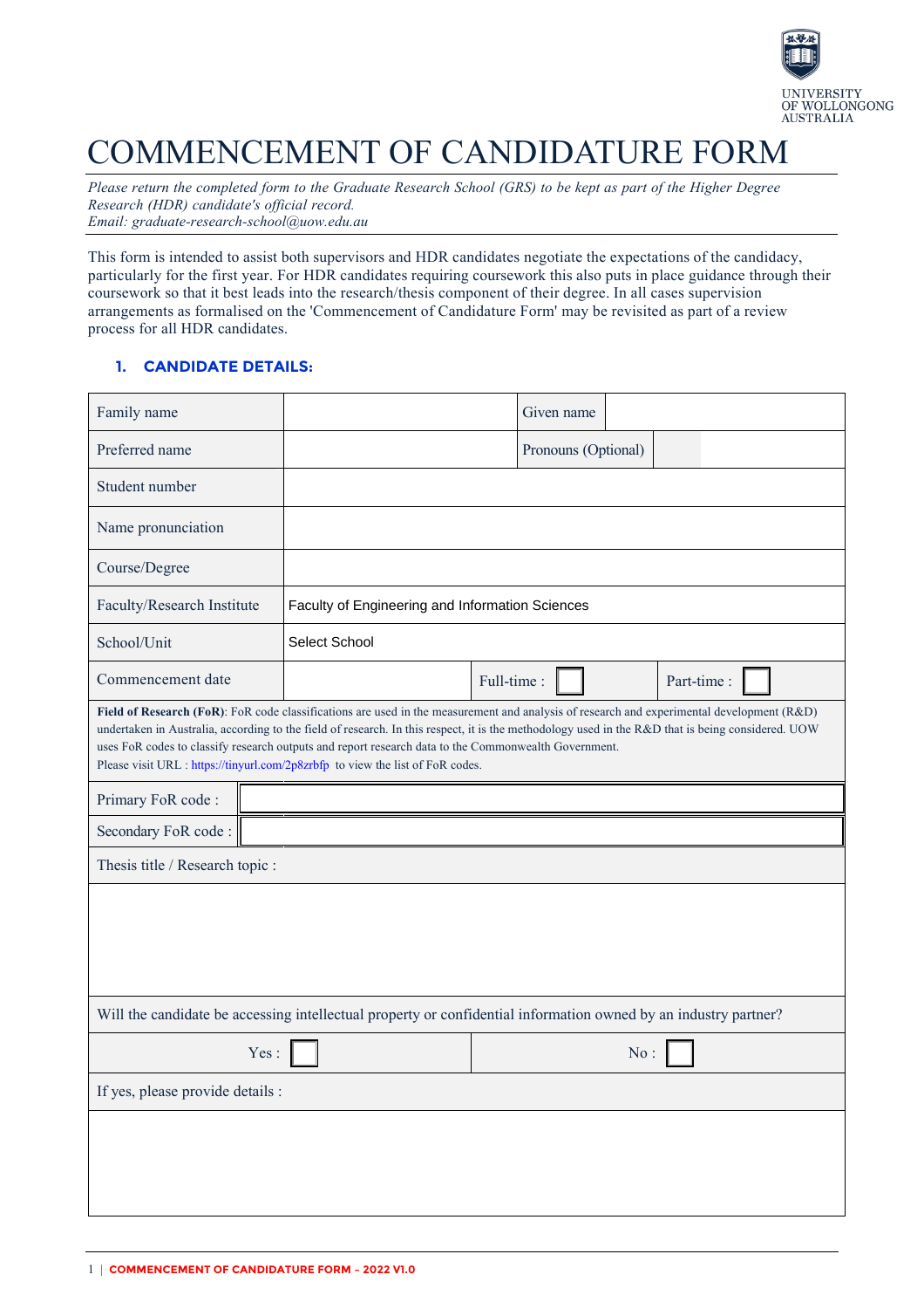UNIVERSITY OF WOLLONGONG AUSTRALIA

# COMMENCEMENT OF CANDIDATURE FORM

*Please return the completed form to the Graduate Research School (GRS) to be kept as part of the Higher Degree Research (HDR) candidate's official record.*
*Email: graduate-research-school@uow.edu.au*

This form is intended to assist both supervisors and HDR candidates negotiate the expectations of the candidacy, particularly for the first year. For HDR candidates requiring coursework this also puts in place guidance through their coursework so that it best leads into the research/thesis component of their degree. In all cases supervision arrangements as formalised on the 'Commencement of Candidature Form' may be revisited as part of a review process for all HDR candidates.

## 1. CANDIDATE DETAILS:

| | | | |
|---|---|---|---|
| Family name | | Given name | |
| Preferred name | | Pronouns (Optional) | |
| Student number | | | |
| Name pronunciation | | | |
| Course/Degree | | | |
| Faculty/Research Institute | Faculty of Engineering and Information Sciences | | |
| School/Unit | Select School | | |
| Commencement date | | Full-time : ☐ | Part-time : ☐ |

**Field of Research (FoR)**: FoR code classifications are used in the measurement and analysis of research and experimental development (R&D) undertaken in Australia, according to the field of research. In this respect, it is the methodology used in the R&D that is being considered. UOW uses FoR codes to classify research outputs and report research data to the Commonwealth Government.
Please visit URL : https://tinyurl.com/2p8zrbfp to view the list of FoR codes.

| | |
|---|---|
| Primary FoR code : | |
| Secondary FoR code : | |

Thesis title / Research topic :

Will the candidate be accessing intellectual property or confidential information owned by an industry partner?

| | |
|---|---|
| Yes : ☐ | No : ☐ |

If yes, please provide details :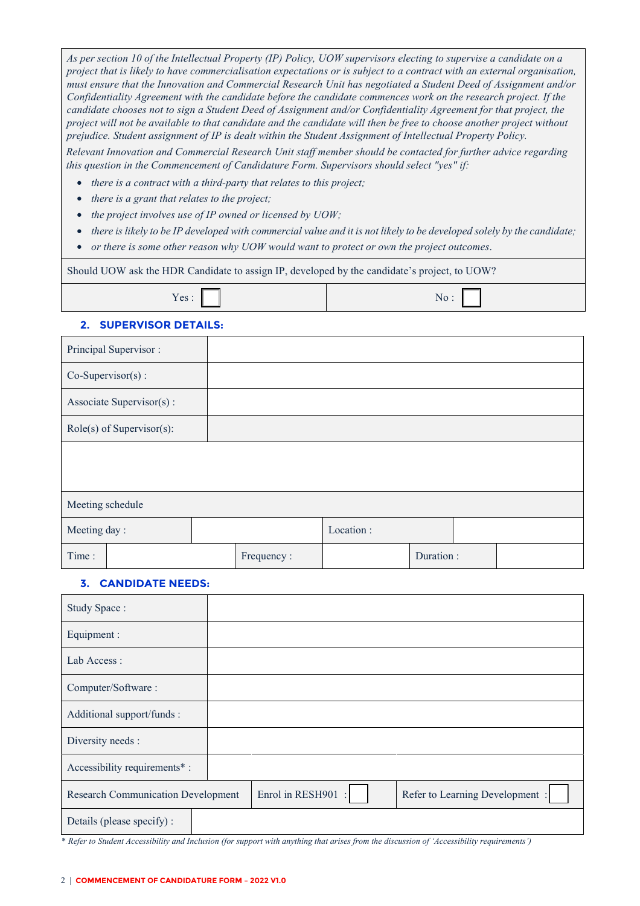*As per section 10 of the Intellectual Property (IP) Policy, UOW supervisors electing to supervise a candidate on a project that is likely to have commercialisation expectations or is subject to a contract with an external organisation, must ensure that the Innovation and Commercial Research Unit has negotiated a Student Deed of Assignment and/or Confidentiality Agreement with the candidate before the candidate commences work on the research project. If the candidate chooses not to sign a Student Deed of Assignment and/or Confidentiality Agreement for that project, the project will not be available to that candidate and the candidate will then be free to choose another project without prejudice. Student assignment of IP is dealt within the Student Assignment of Intellectual Property Policy.*

*Relevant Innovation and Commercial Research Unit staff member should be contacted for further advice regarding this question in the Commencement of Candidature Form. Supervisors should select "yes" if:*

- *there is a contract with a third-party that relates to this project;*
- *there is a grant that relates to the project;*
- *the project involves use of IP owned or licensed by UOW;*
- *there is likely to be IP developed with commercial value and it is not likely to be developed solely by the candidate;*
- *or there is some other reason why UOW would want to protect or own the project outcomes.*

Should UOW ask the HDR Candidate to assign IP, developed by the candidate's project, to UOW?

| Yes : ☐ | No : ☐ |
|---|---|

## 2. SUPERVISOR DETAILS:

| | |
|---|---|
| Principal Supervisor : | |
| Co-Supervisor(s) : | |
| Associate Supervisor(s) : | |
| Role(s) of Supervisor(s): | |
| | |

Meeting schedule

| | | | | | |
|---|---|---|---|---|---|
| Meeting day : | | | Location : | | |
| Time : | | Frequency : | | Duration : | |

## 3. CANDIDATE NEEDS:

| | | |
|---|---|---|
| Study Space : | | |
| Equipment : | | |
| Lab Access : | | |
| Computer/Software : | | |
| Additional support/funds : | | |
| Diversity needs : | | |
| Accessibility requirements* : | | |
| Research Communication Development | Enrol in RESH901 : ☐ | Refer to Learning Development : ☐ |
| Details (please specify) : | | |

*\* Refer to Student Accessibility and Inclusion (for support with anything that arises from the discussion of 'Accessibility requirements')*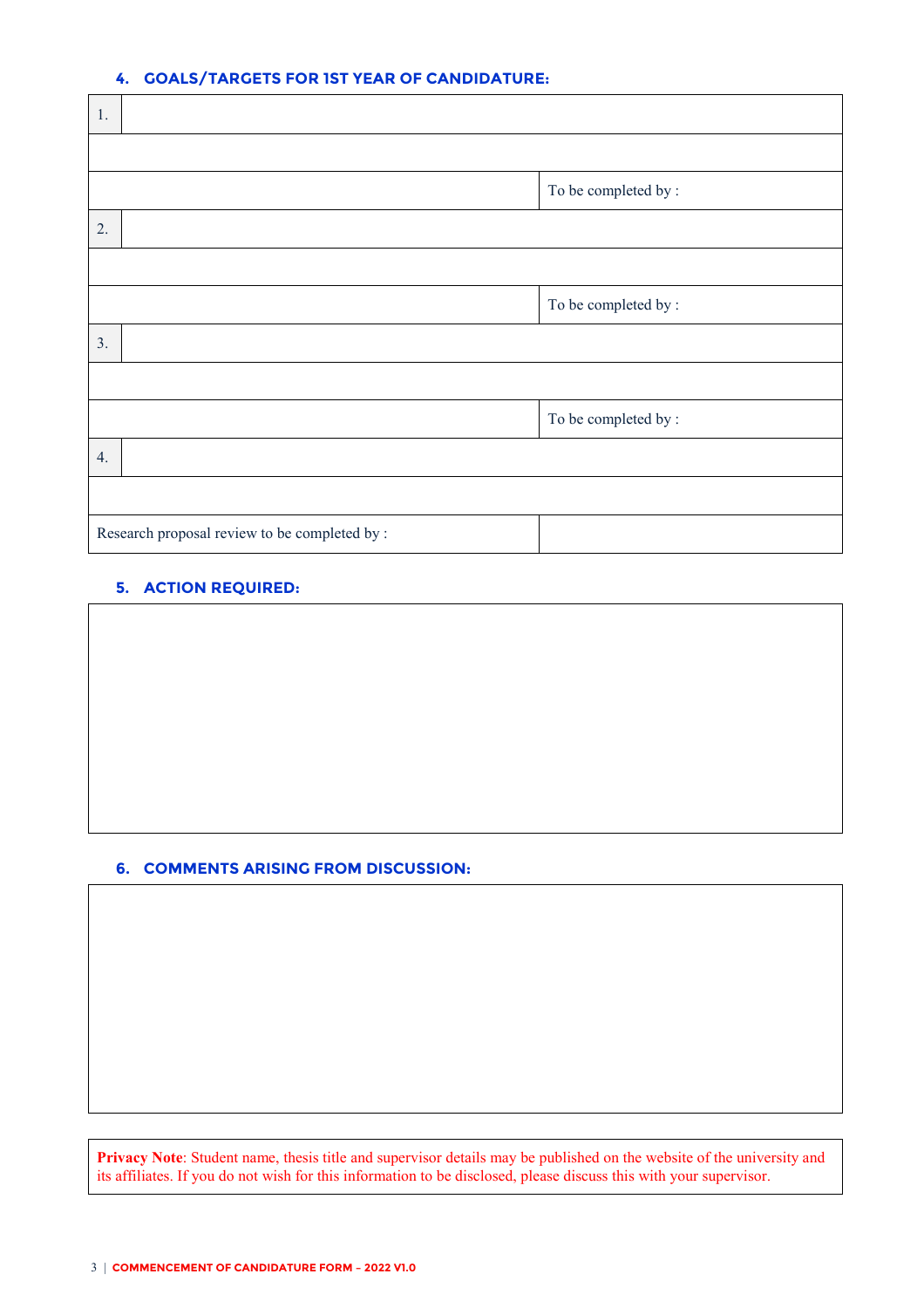### 4. GOALS/TARGETS FOR 1ST YEAR OF CANDIDATURE:

| | |
|---|---|
| 1. | |
| | |
| | To be completed by : |
| 2. | |
| | |
| | To be completed by : |
| 3. | |
| | |
| | To be completed by : |
| 4. | |
| | |
| Research proposal review to be completed by : | |

### 5. ACTION REQUIRED:

### 6. COMMENTS ARISING FROM DISCUSSION:

**Privacy Note**: Student name, thesis title and supervisor details may be published on the website of the university and its affiliates. If you do not wish for this information to be disclosed, please discuss this with your supervisor.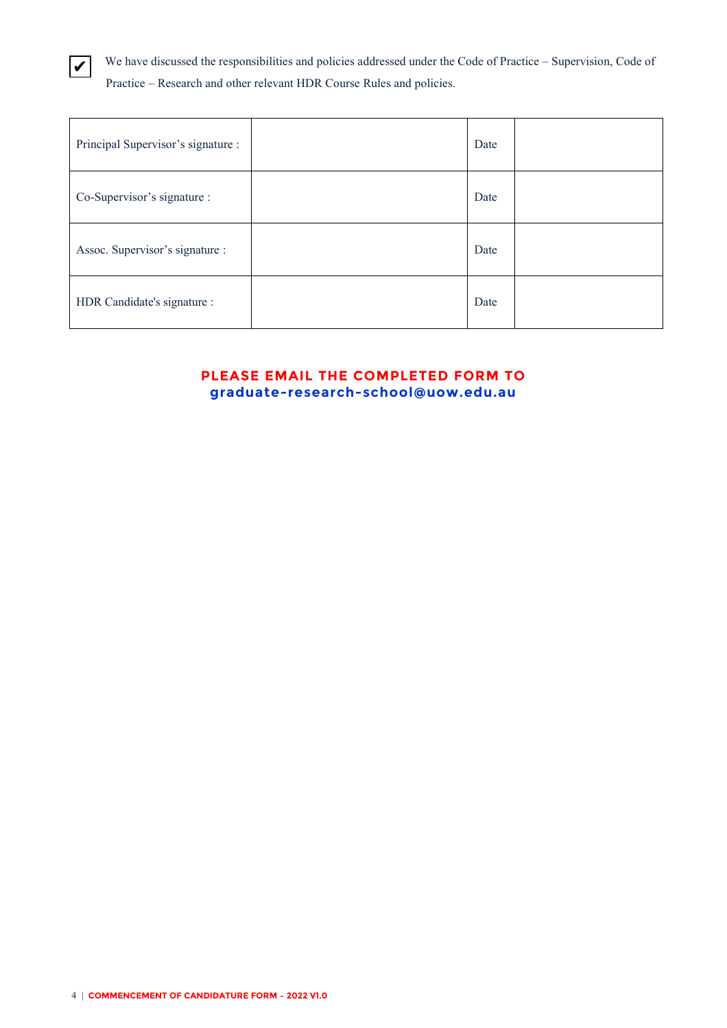✔ We have discussed the responsibilities and policies addressed under the Code of Practice – Supervision, Code of Practice – Research and other relevant HDR Course Rules and policies.

| | | | |
|---|---|---|---|
| Principal Supervisor's signature : | | Date | |
| Co-Supervisor's signature : | | Date | |
| Assoc. Supervisor's signature : | | Date | |
| HDR Candidate's signature : | | Date | |

**PLEASE EMAIL THE COMPLETED FORM TO**
**graduate-research-school@uow.edu.au**